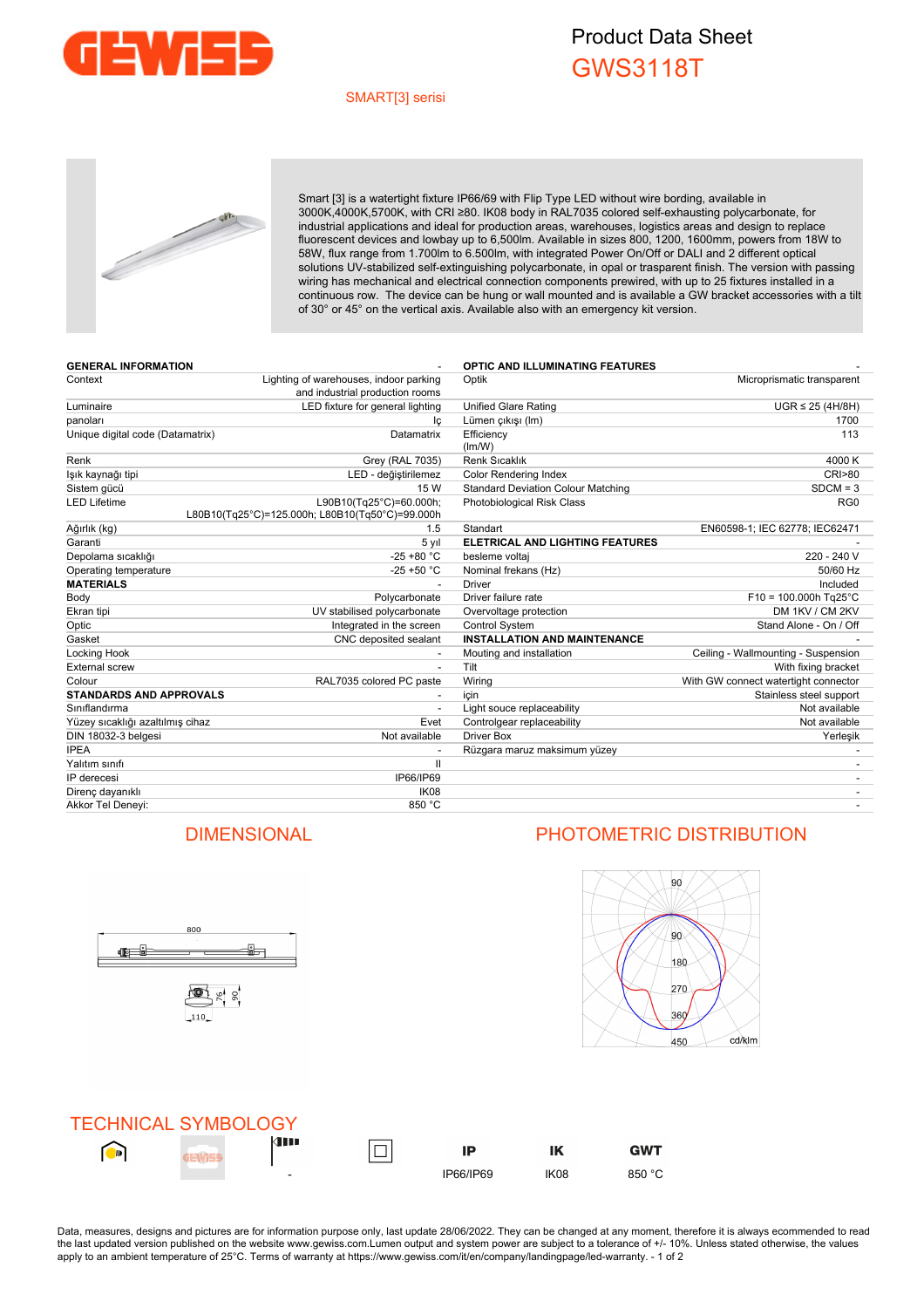# Product Data Sheet
## GWS3118T

SMART[3] serisi

Smart [3] is a watertight fixture IP66/69 with Flip Type LED without wire bording, available in 3000K,4000K,5700K, with CRI ≥80. IK08 body in RAL7035 colored self-exhausting polycarbonate, for industrial applications and ideal for production areas, warehouses, logistics areas and design to replace fluorescent devices and lowbay up to 6,500lm. Available in sizes 800, 1200, 1600mm, powers from 18W to 58W, flux range from 1.700lm to 6.500lm, with integrated Power On/Off or DALI and 2 different optical solutions UV-stabilized self-extinguishing polycarbonate, in opal or trasparent finish. The version with passing wiring has mechanical and electrical connection components prewired, with up to 25 fixtures installed in a continuous row. The device can be hung or wall mounted and is available a GW bracket accessories with a tilt of 30° or 45° on the vertical axis. Available also with an emergency kit version.

| GENERAL INFORMATION | - |
|---|---|
| Context | Lighting of warehouses, indoor parking and industrial production rooms |
| Luminaire | LED fixture for general lighting |
| panoları | İç |
| Unique digital code (Datamatrix) | Datamatrix |
| Renk | Grey (RAL 7035) |
| Işık kaynağı tipi | LED - değiştirilemez |
| Sistem gücü | 15 W |
| LED Lifetime | L90B10(Tq25°C)=60.000h; L80B10(Tq25°C)=125.000h; L80B10(Tq50°C)=99.000h |
| Ağırlık (kg) | 1.5 |
| Garanti | 5 yıl |
| Depolama sıcaklığı | -25 +80 °C |
| Operating temperature | -25 +50 °C |
| **MATERIALS** | - |
| Body | Polycarbonate |
| Ekran tipi | UV stabilised polycarbonate |
| Optic | Integrated in the screen |
| Gasket | CNC deposited sealant |
| Locking Hook | - |
| External screw | - |
| Colour | RAL7035 colored PC paste |
| **STANDARDS AND APPROVALS** | - |
| Sınıflandırma | - |
| Yüzey sıcaklığı azaltılmış cihaz | Evet |
| DIN 18032-3 belgesi | Not available |
| IPEA | - |
| Yalıtım sınıfı | II |
| IP derecesi | IP66/IP69 |
| Direnç dayanıklı | IK08 |
| Akkor Tel Deneyi: | 850 °C |

| OPTIC AND ILLUMINATING FEATURES | - |
|---|---|
| Optik | Microprismatic transparent |
| Unified Glare Rating | UGR ≤ 25 (4H/8H) |
| Lümen çıkışı (lm) | 1700 |
| Efficiency (lm/W) | 113 |
| Renk Sıcaklık | 4000 K |
| Color Rendering Index | CRI>80 |
| Standard Deviation Colour Matching | SDCM = 3 |
| Photobiological Risk Class | RG0 |
| Standart | EN60598-1; IEC 62778; IEC62471 |
| **ELETRICAL AND LIGHTING FEATURES** | - |
| besleme voltaj | 220 - 240 V |
| Nominal frekans (Hz) | 50/60 Hz |
| Driver | Included |
| Driver failure rate | F10 = 100.000h Tq25°C |
| Overvoltage protection | DM 1KV / CM 2KV |
| Control System | Stand Alone - On / Off |
| **INSTALLATION AND MAINTENANCE** | - |
| Mouting and installation | Ceiling - Wallmounting - Suspension |
| Tilt | With fixing bracket |
| Wiring | With GW connect watertight connector |
| için | Stainless steel support |
| Light souce replaceability | Not available |
| Controlgear replaceability | Not available |
| Driver Box | Yerleşik |
| Rüzgara maruz maksimum yüzey | - |

## DIMENSIONAL

800

76, 90

110

## PHOTOMETRIC DISTRIBUTION

90, 90, 180, 270, 360, 450 cd/klm

## TECHNICAL SYMBOLOGY

| | | | | IP | IK | GWT |
|---|---|---|---|---|---|---|
| | | - | | IP66/IP69 | IK08 | 850 °C |

Data, measures, designs and pictures are for information purpose only, last update 28/06/2022. They can be changed at any moment, therefore it is always ecommended to read the last updated version published on the website www.gewiss.com.Lumen output and system power are subject to a tolerance of +/- 10%. Unless stated otherwise, the values apply to an ambient temperature of 25°C. Terms of warranty at https://www.gewiss.com/it/en/company/landingpage/led-warranty.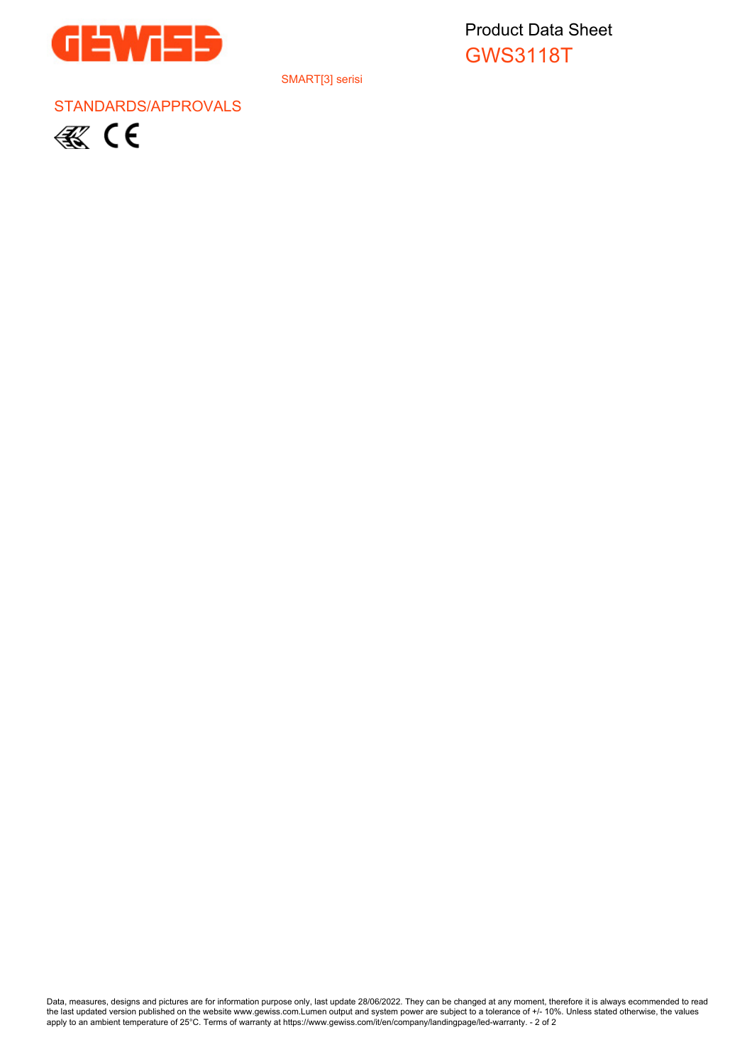Product Data Sheet

GWS3118T

SMART[3] serisi

## STANDARDS/APPROVALS

Data, measures, designs and pictures are for information purpose only, last update 28/06/2022. They can be changed at any moment, therefore it is always ecommended to read the last updated version published on the website www.gewiss.com.Lumen output and system power are subject to a tolerance of +/- 10%. Unless stated otherwise, the values apply to an ambient temperature of 25°C. Terms of warranty at https://www.gewiss.com/it/en/company/landingpage/led-warranty.